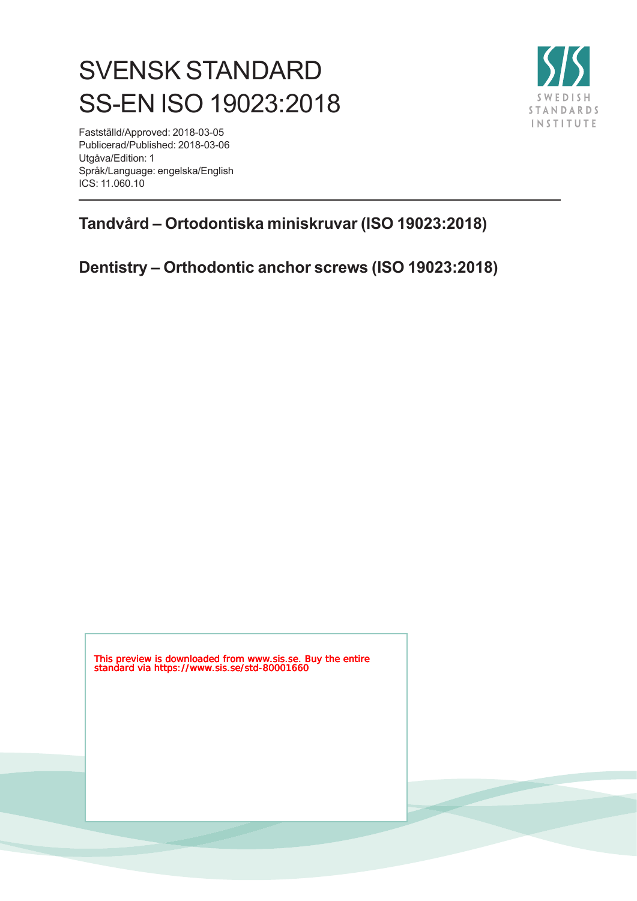# SVENSK STANDARD
# SS-EN ISO 19023:2018

Fastställd/Approved: 2018-03-05
Publicerad/Published: 2018-03-06
Utgåva/Edition: 1
Språk/Language: engelska/English
ICS: 11.060.10

## Tandvård – Ortodontiska miniskruvar (ISO 19023:2018)

## Dentistry – Orthodontic anchor screws (ISO 19023:2018)

This preview is downloaded from www.sis.se. Buy the entire standard via https://www.sis.se/std-80001660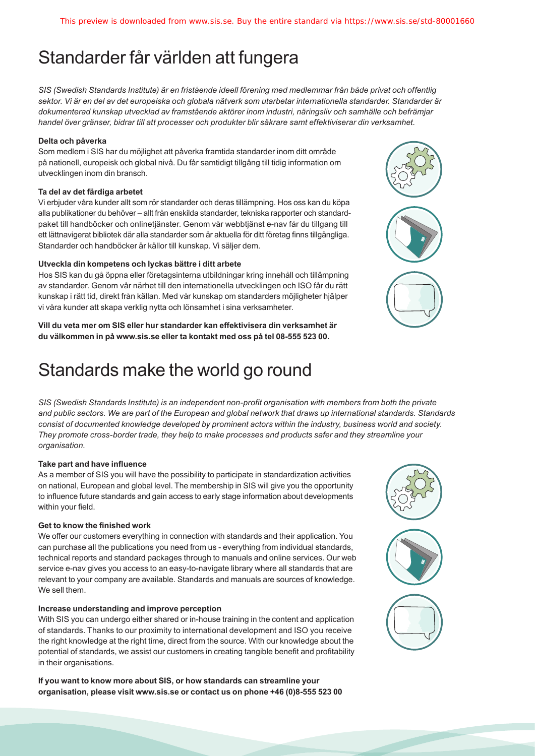# Standarder får världen att fungera

*SIS (Swedish Standards Institute) är en fristående ideell förening med medlemmar från både privat och offentlig sektor. Vi är en del av det europeiska och globala nätverk som utarbetar internationella standarder. Standarder är dokumenterad kunskap utvecklad av framstående aktörer inom industri, näringsliv och samhälle och befrämjar handel över gränser, bidrar till att processer och produkter blir säkrare samt effektiviserar din verksamhet.*

**Delta och påverka**

Som medlem i SIS har du möjlighet att påverka framtida standarder inom ditt område på nationell, europeisk och global nivå. Du får samtidigt tillgång till tidig information om utvecklingen inom din bransch.

**Ta del av det färdiga arbetet**

Vi erbjuder våra kunder allt som rör standarder och deras tillämpning. Hos oss kan du köpa alla publikationer du behöver – allt från enskilda standarder, tekniska rapporter och standardpaket till handböcker och onlinetjänster. Genom vår webbtjänst e-nav får du tillgång till ett lättnavigerat bibliotek där alla standarder som är aktuella för ditt företag finns tillgängliga. Standarder och handböcker är källor till kunskap. Vi säljer dem.

**Utveckla din kompetens och lyckas bättre i ditt arbete**

Hos SIS kan du gå öppna eller företagsinterna utbildningar kring innehåll och tillämpning av standarder. Genom vår närhet till den internationella utvecklingen och ISO får du rätt kunskap i rätt tid, direkt från källan. Med vår kunskap om standarders möjligheter hjälper vi våra kunder att skapa verklig nytta och lönsamhet i sina verksamheter.

**Vill du veta mer om SIS eller hur standarder kan effektivisera din verksamhet är du välkommen in på www.sis.se eller ta kontakt med oss på tel 08-555 523 00.**

# Standards make the world go round

*SIS (Swedish Standards Institute) is an independent non-profit organisation with members from both the private and public sectors. We are part of the European and global network that draws up international standards. Standards consist of documented knowledge developed by prominent actors within the industry, business world and society. They promote cross-border trade, they help to make processes and products safer and they streamline your organisation.*

**Take part and have influence**

As a member of SIS you will have the possibility to participate in standardization activities on national, European and global level. The membership in SIS will give you the opportunity to influence future standards and gain access to early stage information about developments within your field.

**Get to know the finished work**

We offer our customers everything in connection with standards and their application. You can purchase all the publications you need from us - everything from individual standards, technical reports and standard packages through to manuals and online services. Our web service e-nav gives you access to an easy-to-navigate library where all standards that are relevant to your company are available. Standards and manuals are sources of knowledge. We sell them.

**Increase understanding and improve perception**

With SIS you can undergo either shared or in-house training in the content and application of standards. Thanks to our proximity to international development and ISO you receive the right knowledge at the right time, direct from the source. With our knowledge about the potential of standards, we assist our customers in creating tangible benefit and profitability in their organisations.

**If you want to know more about SIS, or how standards can streamline your organisation, please visit www.sis.se or contact us on phone +46 (0)8-555 523 00**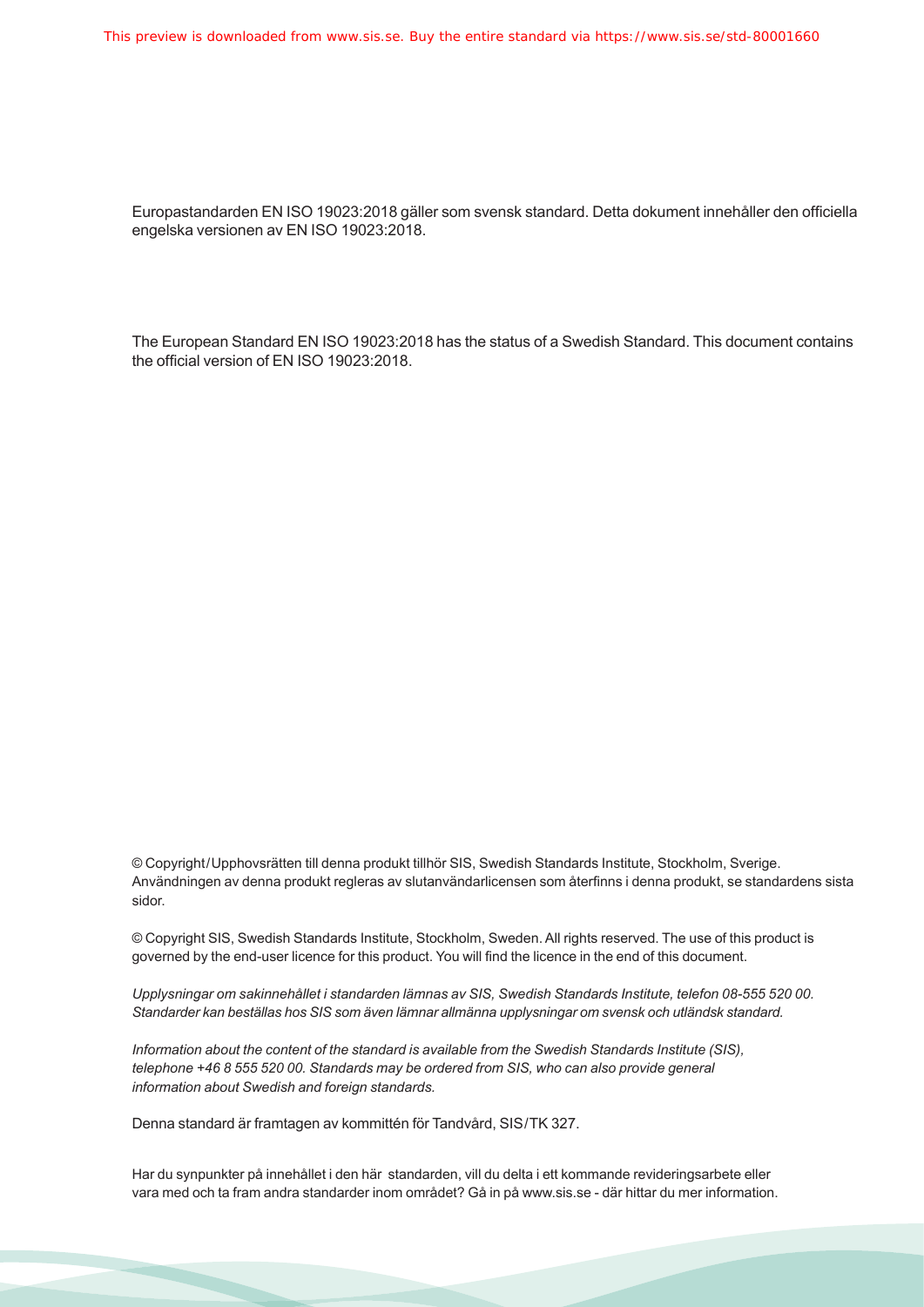Europastandarden EN ISO 19023:2018 gäller som svensk standard. Detta dokument innehåller den officiella engelska versionen av EN ISO 19023:2018.

The European Standard EN ISO 19023:2018 has the status of a Swedish Standard. This document contains the official version of EN ISO 19023:2018.

© Copyright/Upphovsrätten till denna produkt tillhör SIS, Swedish Standards Institute, Stockholm, Sverige. Användningen av denna produkt regleras av slutanvändarlicensen som återfinns i denna produkt, se standardens sista sidor.

© Copyright SIS, Swedish Standards Institute, Stockholm, Sweden. All rights reserved. The use of this product is governed by the end-user licence for this product. You will find the licence in the end of this document.

*Upplysningar om sakinnehållet i standarden lämnas av SIS, Swedish Standards Institute, telefon 08-555 520 00. Standarder kan beställas hos SIS som även lämnar allmänna upplysningar om svensk och utländsk standard.*

*Information about the content of the standard is available from the Swedish Standards Institute (SIS), telephone +46 8 555 520 00. Standards may be ordered from SIS, who can also provide general information about Swedish and foreign standards.*

Denna standard är framtagen av kommittén för Tandvård, SIS/TK 327.

Har du synpunkter på innehållet i den här standarden, vill du delta i ett kommande revideringsarbete eller vara med och ta fram andra standarder inom området? Gå in på www.sis.se - där hittar du mer information.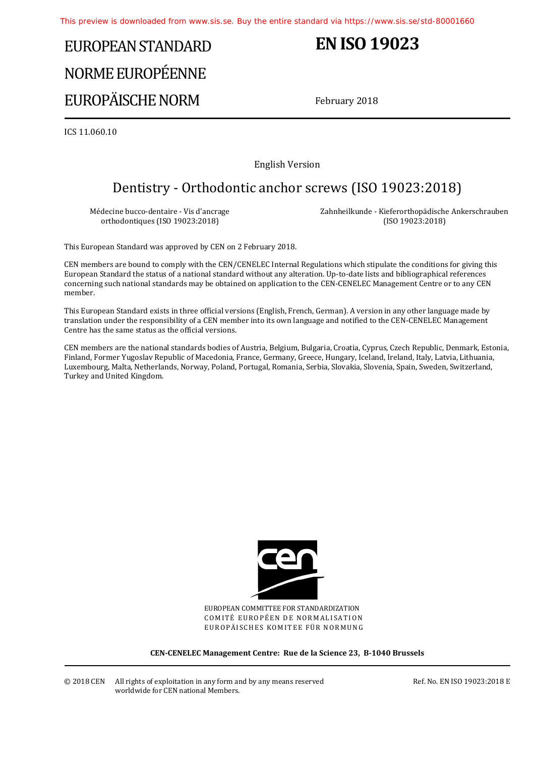# EUROPEAN STANDARD
# NORME EUROPÉENNE
# EUROPÄISCHE NORM

# EN ISO 19023

February 2018

ICS 11.060.10

English Version

## Dentistry - Orthodontic anchor screws (ISO 19023:2018)

Médecine bucco-dentaire - Vis d'ancrage orthodontiques (ISO 19023:2018)

Zahnheilkunde - Kieferorthopädische Ankerschrauben (ISO 19023:2018)

This European Standard was approved by CEN on 2 February 2018.

CEN members are bound to comply with the CEN/CENELEC Internal Regulations which stipulate the conditions for giving this European Standard the status of a national standard without any alteration. Up-to-date lists and bibliographical references concerning such national standards may be obtained on application to the CEN-CENELEC Management Centre or to any CEN member.

This European Standard exists in three official versions (English, French, German). A version in any other language made by translation under the responsibility of a CEN member into its own language and notified to the CEN-CENELEC Management Centre has the same status as the official versions.

CEN members are the national standards bodies of Austria, Belgium, Bulgaria, Croatia, Cyprus, Czech Republic, Denmark, Estonia, Finland, Former Yugoslav Republic of Macedonia, France, Germany, Greece, Hungary, Iceland, Ireland, Italy, Latvia, Lithuania, Luxembourg, Malta, Netherlands, Norway, Poland, Portugal, Romania, Serbia, Slovakia, Slovenia, Spain, Sweden, Switzerland, Turkey and United Kingdom.

EUROPEAN COMMITTEE FOR STANDARDIZATION
COMITÉ EUROPÉEN DE NORMALISATION
EUROPÄISCHES KOMITEE FÜR NORMUNG

**CEN-CENELEC Management Centre: Rue de la Science 23, B-1040 Brussels**

© 2018 CEN All rights of exploitation in any form and by any means reserved worldwide for CEN national Members.

Ref. No. EN ISO 19023:2018 E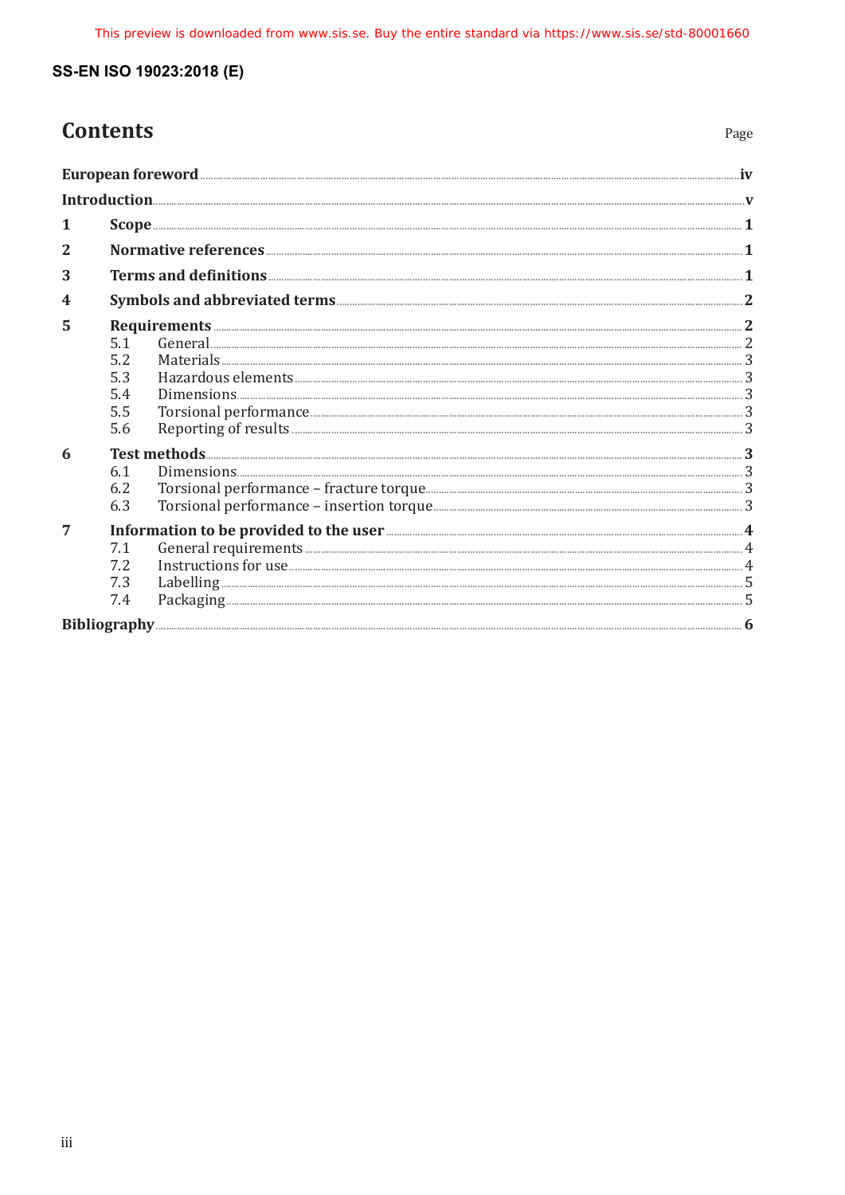# Contents

Page

| | | |
|---|---|---|
| **European foreword** | | **iv** |
| **Introduction** | | **v** |
| **1** | **Scope** | **1** |
| **2** | **Normative references** | **1** |
| **3** | **Terms and definitions** | **1** |
| **4** | **Symbols and abbreviated terms** | **2** |
| **5** | **Requirements** | **2** |
| 5.1 | General | 2 |
| 5.2 | Materials | 3 |
| 5.3 | Hazardous elements | 3 |
| 5.4 | Dimensions | 3 |
| 5.5 | Torsional performance | 3 |
| 5.6 | Reporting of results | 3 |
| **6** | **Test methods** | **3** |
| 6.1 | Dimensions | 3 |
| 6.2 | Torsional performance – fracture torque | 3 |
| 6.3 | Torsional performance – insertion torque | 3 |
| **7** | **Information to be provided to the user** | **4** |
| 7.1 | General requirements | 4 |
| 7.2 | Instructions for use | 4 |
| 7.3 | Labelling | 5 |
| 7.4 | Packaging | 5 |
| **Bibliography** | | **6** |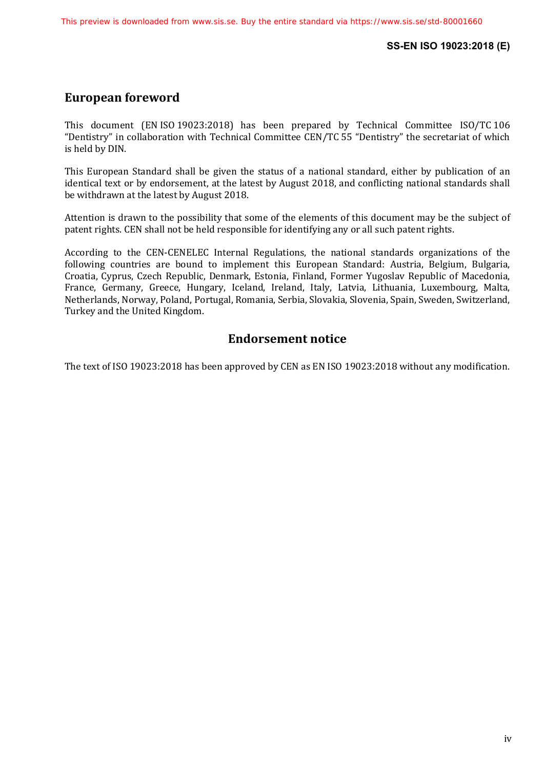## European foreword

This document (EN ISO 19023:2018) has been prepared by Technical Committee ISO/TC 106 "Dentistry" in collaboration with Technical Committee CEN/TC 55 "Dentistry" the secretariat of which is held by DIN.

This European Standard shall be given the status of a national standard, either by publication of an identical text or by endorsement, at the latest by August 2018, and conflicting national standards shall be withdrawn at the latest by August 2018.

Attention is drawn to the possibility that some of the elements of this document may be the subject of patent rights. CEN shall not be held responsible for identifying any or all such patent rights.

According to the CEN-CENELEC Internal Regulations, the national standards organizations of the following countries are bound to implement this European Standard: Austria, Belgium, Bulgaria, Croatia, Cyprus, Czech Republic, Denmark, Estonia, Finland, Former Yugoslav Republic of Macedonia, France, Germany, Greece, Hungary, Iceland, Ireland, Italy, Latvia, Lithuania, Luxembourg, Malta, Netherlands, Norway, Poland, Portugal, Romania, Serbia, Slovakia, Slovenia, Spain, Sweden, Switzerland, Turkey and the United Kingdom.

## Endorsement notice

The text of ISO 19023:2018 has been approved by CEN as EN ISO 19023:2018 without any modification.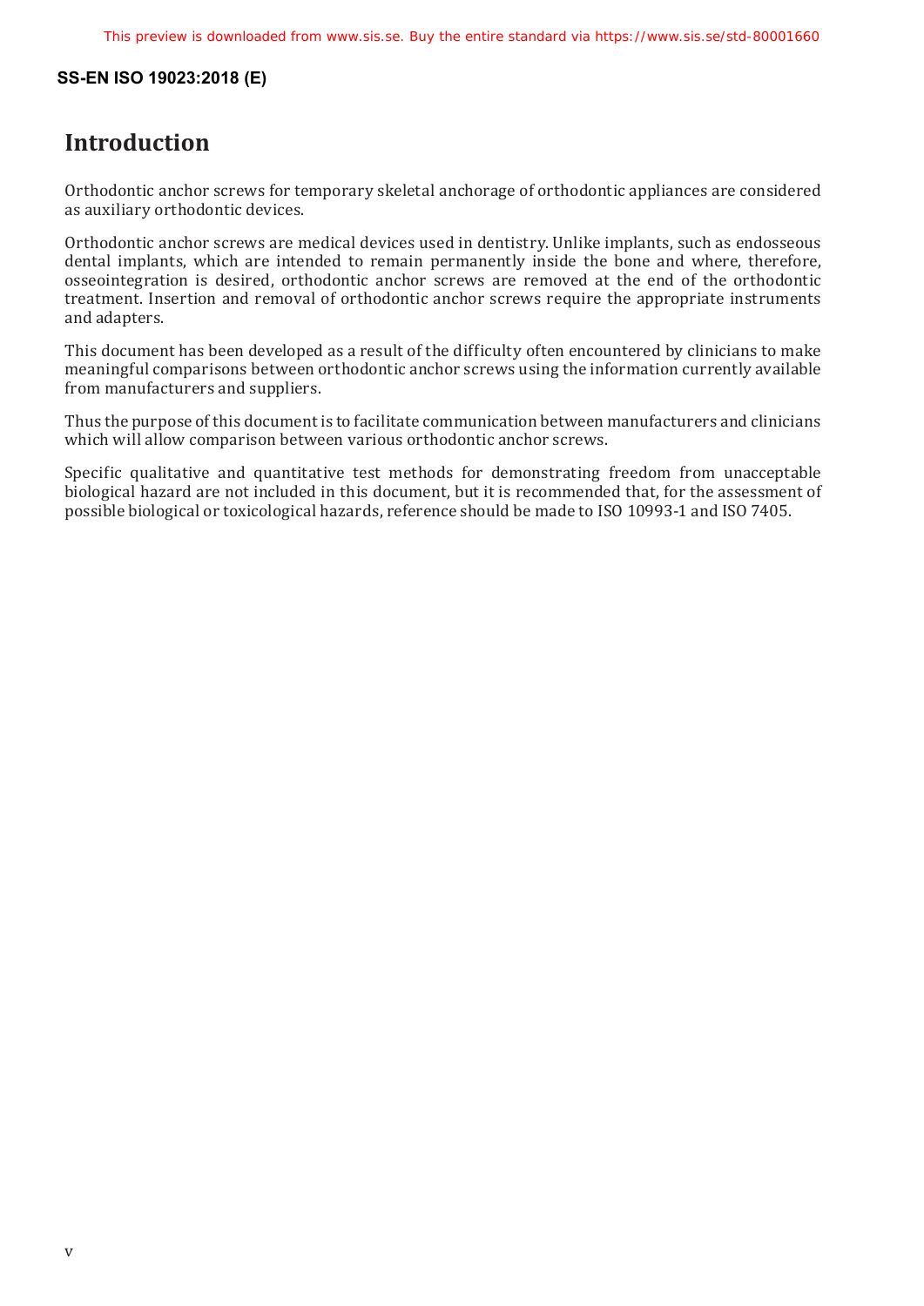# Introduction

Orthodontic anchor screws for temporary skeletal anchorage of orthodontic appliances are considered as auxiliary orthodontic devices.

Orthodontic anchor screws are medical devices used in dentistry. Unlike implants, such as endosseous dental implants, which are intended to remain permanently inside the bone and where, therefore, osseointegration is desired, orthodontic anchor screws are removed at the end of the orthodontic treatment. Insertion and removal of orthodontic anchor screws require the appropriate instruments and adapters.

This document has been developed as a result of the difficulty often encountered by clinicians to make meaningful comparisons between orthodontic anchor screws using the information currently available from manufacturers and suppliers.

Thus the purpose of this document is to facilitate communication between manufacturers and clinicians which will allow comparison between various orthodontic anchor screws.

Specific qualitative and quantitative test methods for demonstrating freedom from unacceptable biological hazard are not included in this document, but it is recommended that, for the assessment of possible biological or toxicological hazards, reference should be made to ISO 10993-1 and ISO 7405.